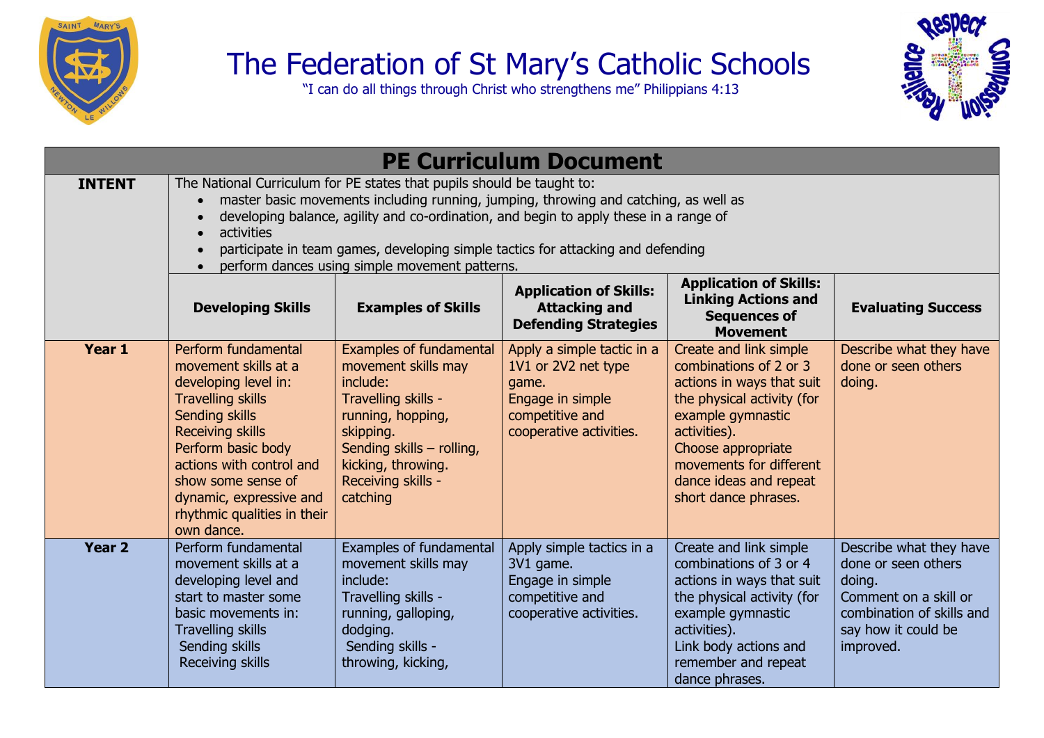# The Federation of St Mary's Catholic Schools

"I can do all things through Christ who strengthens me" Philippians 4:13

## PE Curriculum Document

**INTENT**

The National Curriculum for PE states that pupils should be taught to:

- master basic movements including running, jumping, throwing and catching, as well as
- developing balance, agility and co-ordination, and begin to apply these in a range of
- activities
- participate in team games, developing simple tactics for attacking and defending
- perform dances using simple movement patterns.

| | Developing Skills | Examples of Skills | Application of Skills: Attacking and Defending Strategies | Application of Skills: Linking Actions and Sequences of Movement | Evaluating Success |
|---|---|---|---|---|---|
| **Year 1** | Perform fundamental movement skills at a developing level in:<br>Travelling skills<br>Sending skills<br>Receiving skills<br>Perform basic body actions with control and show some sense of dynamic, expressive and rhythmic qualities in their own dance. | Examples of fundamental movement skills may include:<br>Travelling skills - running, hopping, skipping.<br>Sending skills – rolling, kicking, throwing.<br>Receiving skills - catching | Apply a simple tactic in a 1V1 or 2V2 net type game.<br>Engage in simple competitive and cooperative activities. | Create and link simple combinations of 2 or 3 actions in ways that suit the physical activity (for example gymnastic activities).<br>Choose appropriate movements for different dance ideas and repeat short dance phrases. | Describe what they have done or seen others doing. |
| **Year 2** | Perform fundamental movement skills at a developing level and start to master some basic movements in:<br>Travelling skills<br>Sending skills<br>Receiving skills | Examples of fundamental movement skills may include:<br>Travelling skills - running, galloping, dodging.<br>Sending skills - throwing, kicking, | Apply simple tactics in a 3V1 game.<br>Engage in simple competitive and cooperative activities. | Create and link simple combinations of 3 or 4 actions in ways that suit the physical activity (for example gymnastic activities).<br>Link body actions and remember and repeat dance phrases. | Describe what they have done or seen others doing.<br>Comment on a skill or combination of skills and say how it could be improved. |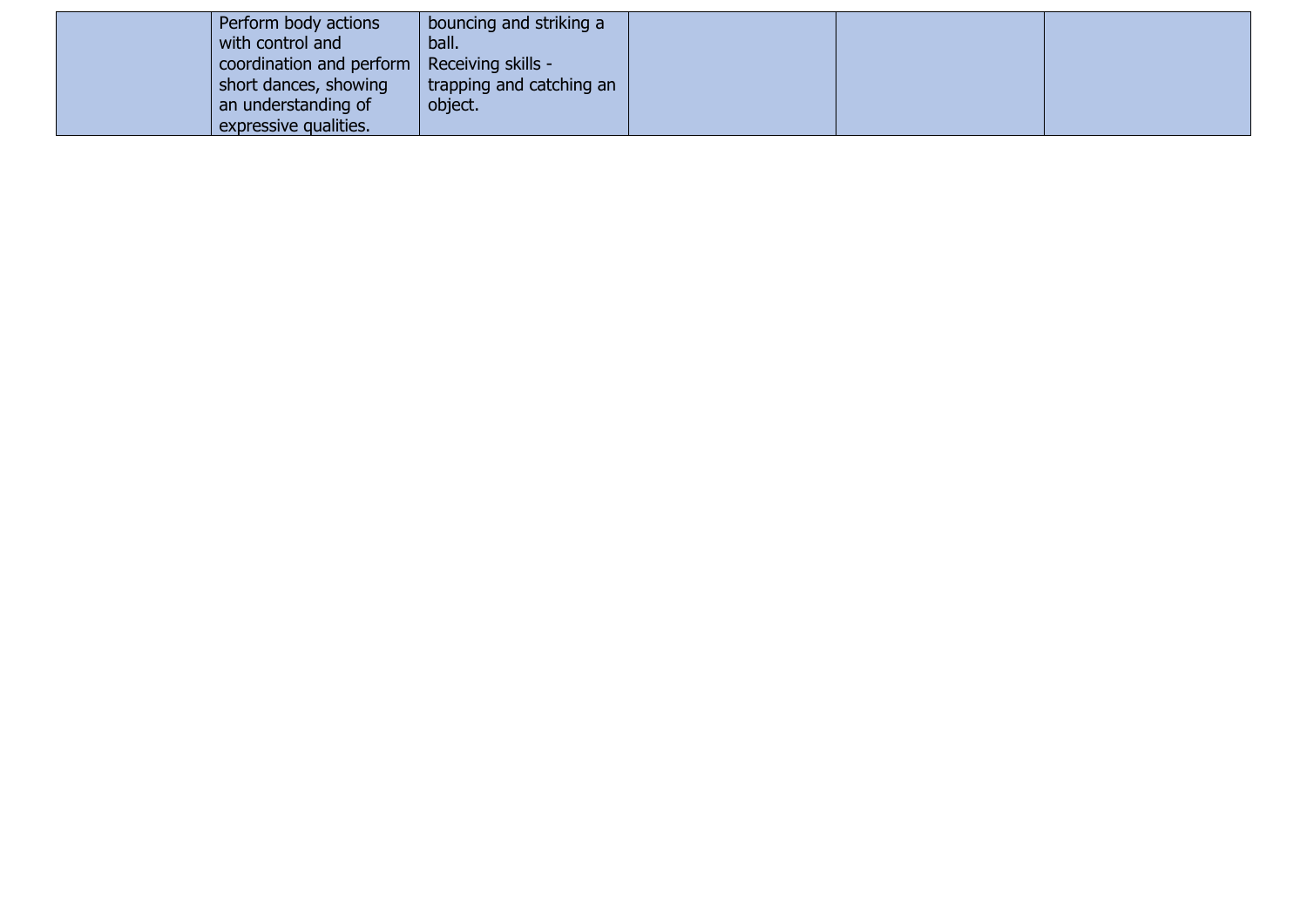| | | | | | |
|---|---|---|---|---|---|
| | Perform body actions with control and coordination and perform short dances, showing an understanding of expressive qualities. | bouncing and striking a ball. Receiving skills - trapping and catching an object. | | | |